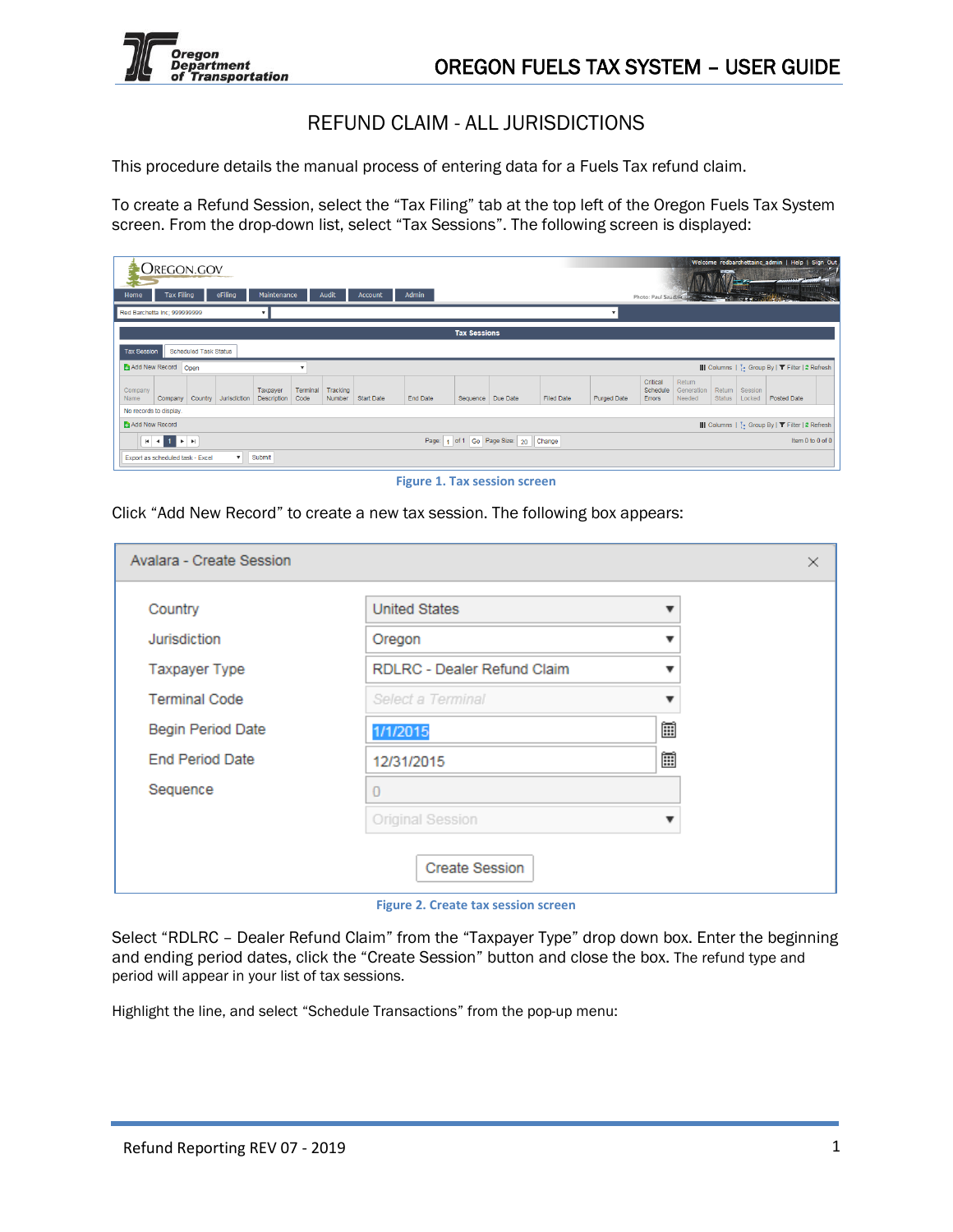# REFUND CLAIM - ALL JURISDICTIONS

This procedure details the manual process of entering data for a Fuels Tax refund claim.

To create a Refund Session, select the “Tax Filing” tab at the top left of the Oregon Fuels Tax System screen. From the drop-down list, select “Tax Sessions”. The following screen is displayed:

Figure 1. Tax session screen

Click “Add New Record” to create a new tax session. The following box appears:

Figure 2. Create tax session screen

Select “RDLRC – Dealer Refund Claim” from the “Taxpayer Type” drop down box. Enter the beginning and ending period dates, click the “Create Session” button and close the box. The refund type and period will appear in your list of tax sessions.

Highlight the line, and select “Schedule Transactions” from the pop-up menu: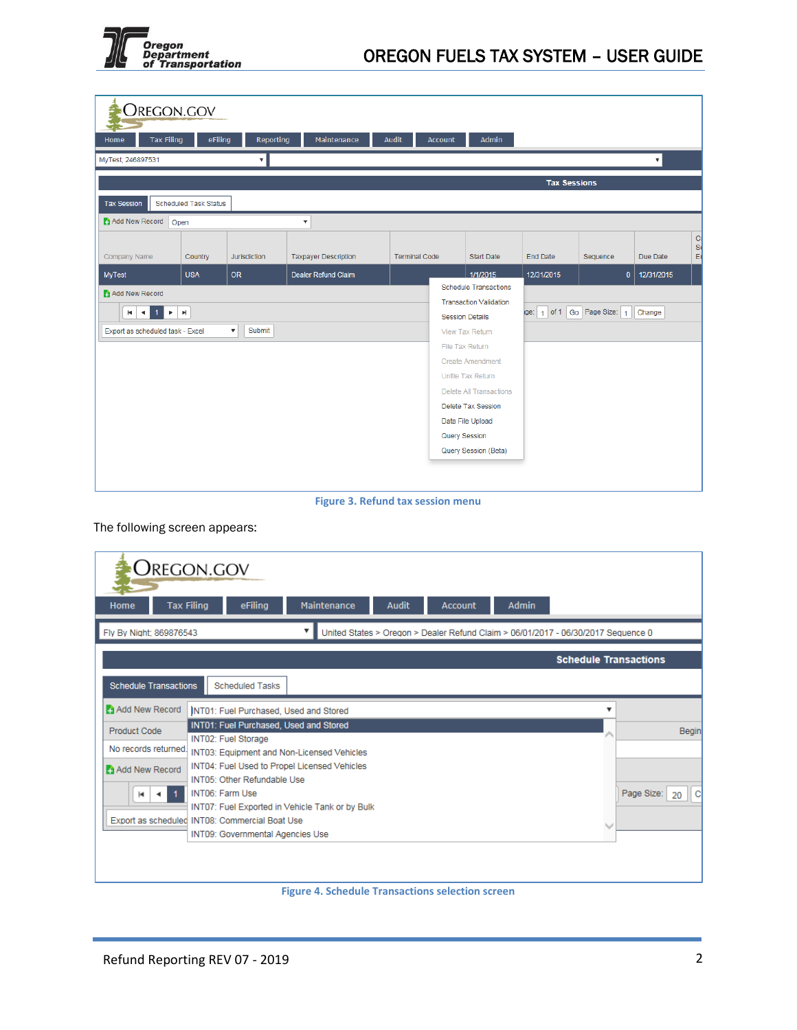Figure 3. Refund tax session menu

The following screen appears:

Figure 4. Schedule Transactions selection screen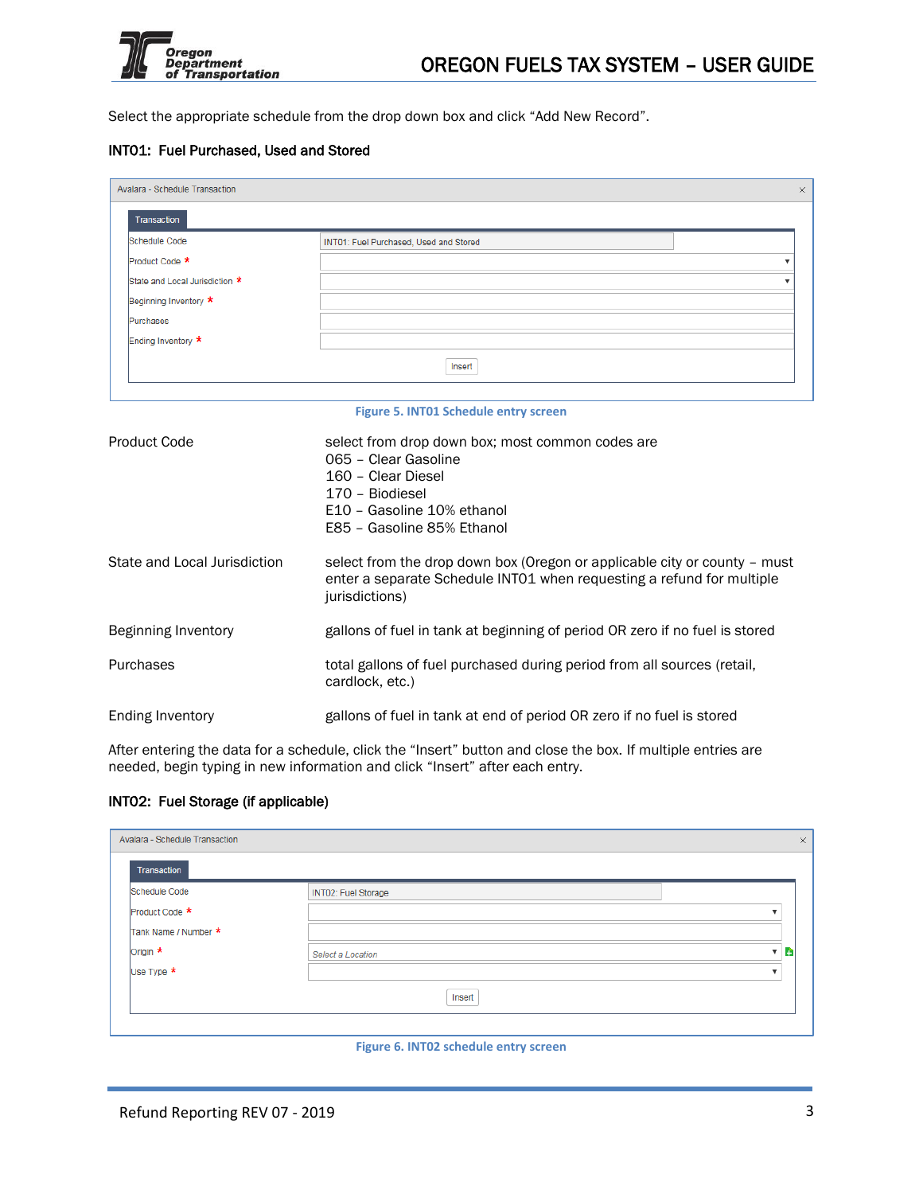Select the appropriate schedule from the drop down box and click "Add New Record".

### INT01: Fuel Purchased, Used and Stored

Avalara - Schedule Transaction

Transaction

| Field | Value |
|---|---|
| Schedule Code | INT01: Fuel Purchased, Used and Stored |
| Product Code * | |
| State and Local Jurisdiction * | |
| Beginning Inventory * | |
| Purchases | |
| Ending Inventory * | |

Insert

Figure 5. INT01 Schedule entry screen

| | |
|---|---|
| Product Code | select from drop down box; most common codes are<br>065 – Clear Gasoline<br>160 – Clear Diesel<br>170 – Biodiesel<br>E10 – Gasoline 10% ethanol<br>E85 – Gasoline 85% Ethanol |
| State and Local Jurisdiction | select from the drop down box (Oregon or applicable city or county – must enter a separate Schedule INT01 when requesting a refund for multiple jurisdictions) |
| Beginning Inventory | gallons of fuel in tank at beginning of period OR zero if no fuel is stored |
| Purchases | total gallons of fuel purchased during period from all sources (retail, cardlock, etc.) |
| Ending Inventory | gallons of fuel in tank at end of period OR zero if no fuel is stored |

After entering the data for a schedule, click the "Insert" button and close the box. If multiple entries are needed, begin typing in new information and click "Insert" after each entry.

### INT02: Fuel Storage (if applicable)

Avalara - Schedule Transaction

Transaction

| Field | Value |
|---|---|
| Schedule Code | INT02: Fuel Storage |
| Product Code * | |
| Tank Name / Number * | |
| Origin * | Select a Location |
| Use Type * | |

Insert

Figure 6. INT02 schedule entry screen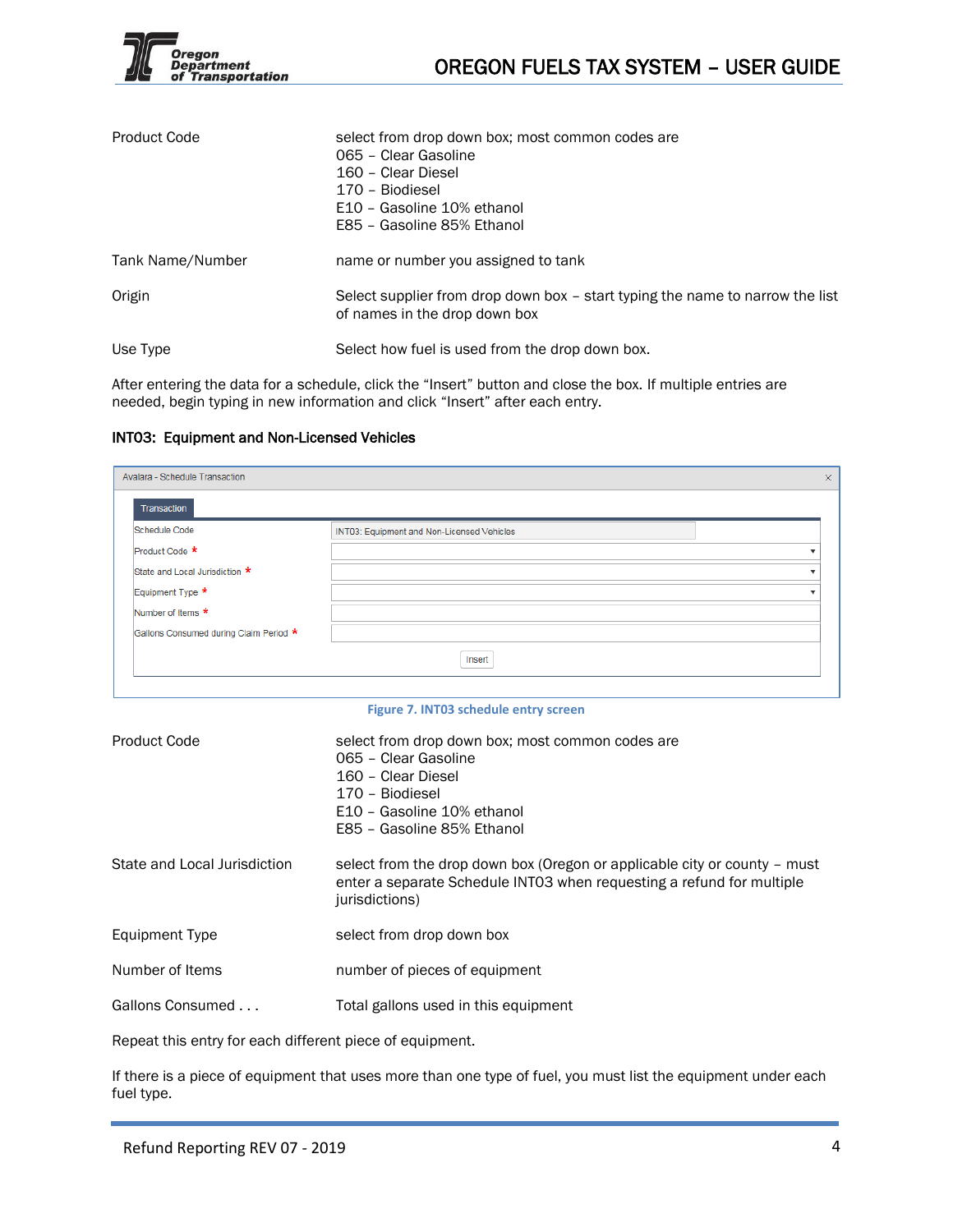| | |
|---|---|
| Product Code | select from drop down box; most common codes are<br>065 – Clear Gasoline<br>160 – Clear Diesel<br>170 – Biodiesel<br>E10 – Gasoline 10% ethanol<br>E85 – Gasoline 85% Ethanol |
| Tank Name/Number | name or number you assigned to tank |
| Origin | Select supplier from drop down box – start typing the name to narrow the list of names in the drop down box |
| Use Type | Select how fuel is used from the drop down box. |

After entering the data for a schedule, click the "Insert" button and close the box. If multiple entries are needed, begin typing in new information and click "Insert" after each entry.

### INT03: Equipment and Non-Licensed Vehicles

Avalara - Schedule Transaction

Transaction

| | |
|---|---|
| Schedule Code | INT03: Equipment and Non-Licensed Vehicles |
| Product Code * | |
| State and Local Jurisdiction * | |
| Equipment Type * | |
| Number of Items * | |
| Gallons Consumed during Claim Period * | |

Insert

Figure 7. INT03 schedule entry screen

| | |
|---|---|
| Product Code | select from drop down box; most common codes are<br>065 – Clear Gasoline<br>160 – Clear Diesel<br>170 – Biodiesel<br>E10 – Gasoline 10% ethanol<br>E85 – Gasoline 85% Ethanol |
| State and Local Jurisdiction | select from the drop down box (Oregon or applicable city or county – must enter a separate Schedule INT03 when requesting a refund for multiple jurisdictions) |
| Equipment Type | select from drop down box |
| Number of Items | number of pieces of equipment |
| Gallons Consumed . . . | Total gallons used in this equipment |

Repeat this entry for each different piece of equipment.

If there is a piece of equipment that uses more than one type of fuel, you must list the equipment under each fuel type.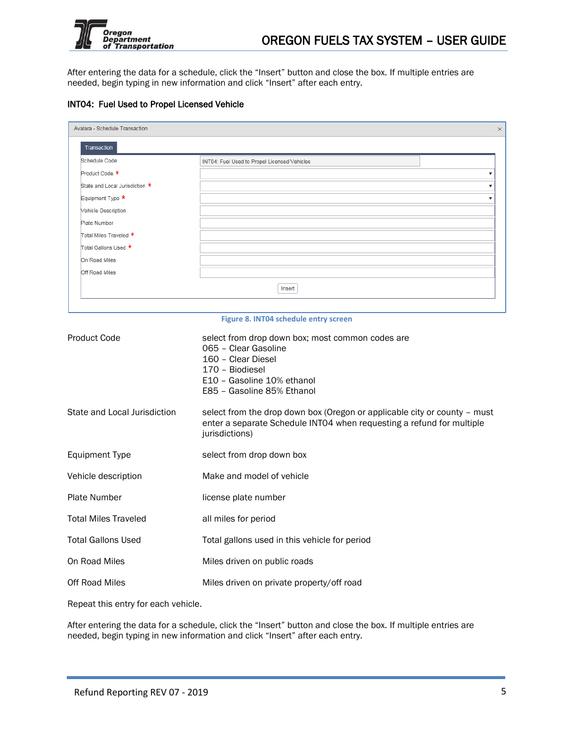After entering the data for a schedule, click the “Insert” button and close the box. If multiple entries are needed, begin typing in new information and click “Insert” after each entry.

### INT04: Fuel Used to Propel Licensed Vehicle

Avalara - Schedule Transaction

Transaction

| | |
|---|---|
| Schedule Code | INT04: Fuel Used to Propel Licensed Vehicles |
| Product Code * | |
| State and Local Jurisdiction * | |
| Equipment Type * | |
| Vehicle Description | |
| Plate Number | |
| Total Miles Traveled * | |
| Total Gallons Used * | |
| On Road Miles | |
| Off Road Miles | |

Insert

Figure 8. INT04 schedule entry screen

| | |
|---|---|
| Product Code | select from drop down box; most common codes are<br>065 – Clear Gasoline<br>160 – Clear Diesel<br>170 – Biodiesel<br>E10 – Gasoline 10% ethanol<br>E85 – Gasoline 85% Ethanol |
| State and Local Jurisdiction | select from the drop down box (Oregon or applicable city or county – must enter a separate Schedule INT04 when requesting a refund for multiple jurisdictions) |
| Equipment Type | select from drop down box |
| Vehicle description | Make and model of vehicle |
| Plate Number | license plate number |
| Total Miles Traveled | all miles for period |
| Total Gallons Used | Total gallons used in this vehicle for period |
| On Road Miles | Miles driven on public roads |
| Off Road Miles | Miles driven on private property/off road |

Repeat this entry for each vehicle.

After entering the data for a schedule, click the “Insert” button and close the box. If multiple entries are needed, begin typing in new information and click “Insert” after each entry.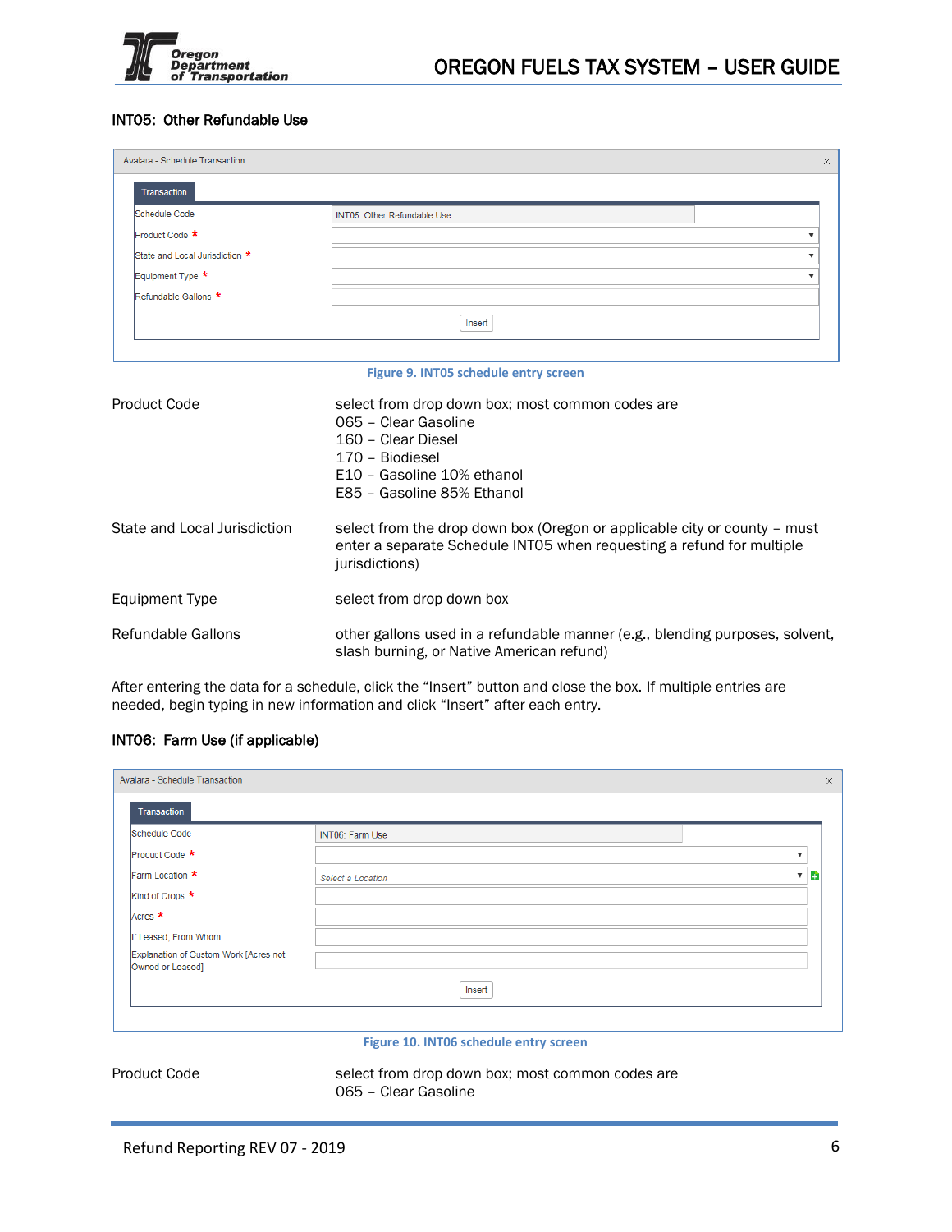### INT05: Other Refundable Use

Avalara - Schedule Transaction

Transaction

| Field | Value |
|---|---|
| Schedule Code | INT05: Other Refundable Use |
| Product Code * | |
| State and Local Jurisdiction * | |
| Equipment Type * | |
| Refundable Gallons * | |

Insert

Figure 9. INT05 schedule entry screen

| | |
|---|---|
| Product Code | select from drop down box; most common codes are<br>065 – Clear Gasoline<br>160 – Clear Diesel<br>170 – Biodiesel<br>E10 – Gasoline 10% ethanol<br>E85 – Gasoline 85% Ethanol |
| State and Local Jurisdiction | select from the drop down box (Oregon or applicable city or county – must enter a separate Schedule INT05 when requesting a refund for multiple jurisdictions) |
| Equipment Type | select from drop down box |
| Refundable Gallons | other gallons used in a refundable manner (e.g., blending purposes, solvent, slash burning, or Native American refund) |

After entering the data for a schedule, click the "Insert" button and close the box. If multiple entries are needed, begin typing in new information and click "Insert" after each entry.

### INT06: Farm Use (if applicable)

Avalara - Schedule Transaction

Transaction

| Field | Value |
|---|---|
| Schedule Code | INT06: Farm Use |
| Product Code * | |
| Farm Location * | Select a Location |
| Kind of Crops * | |
| Acres * | |
| If Leased, From Whom | |
| Explanation of Custom Work [Acres not Owned or Leased] | |

Insert

Figure 10. INT06 schedule entry screen

| | |
|---|---|
| Product Code | select from drop down box; most common codes are<br>065 – Clear Gasoline |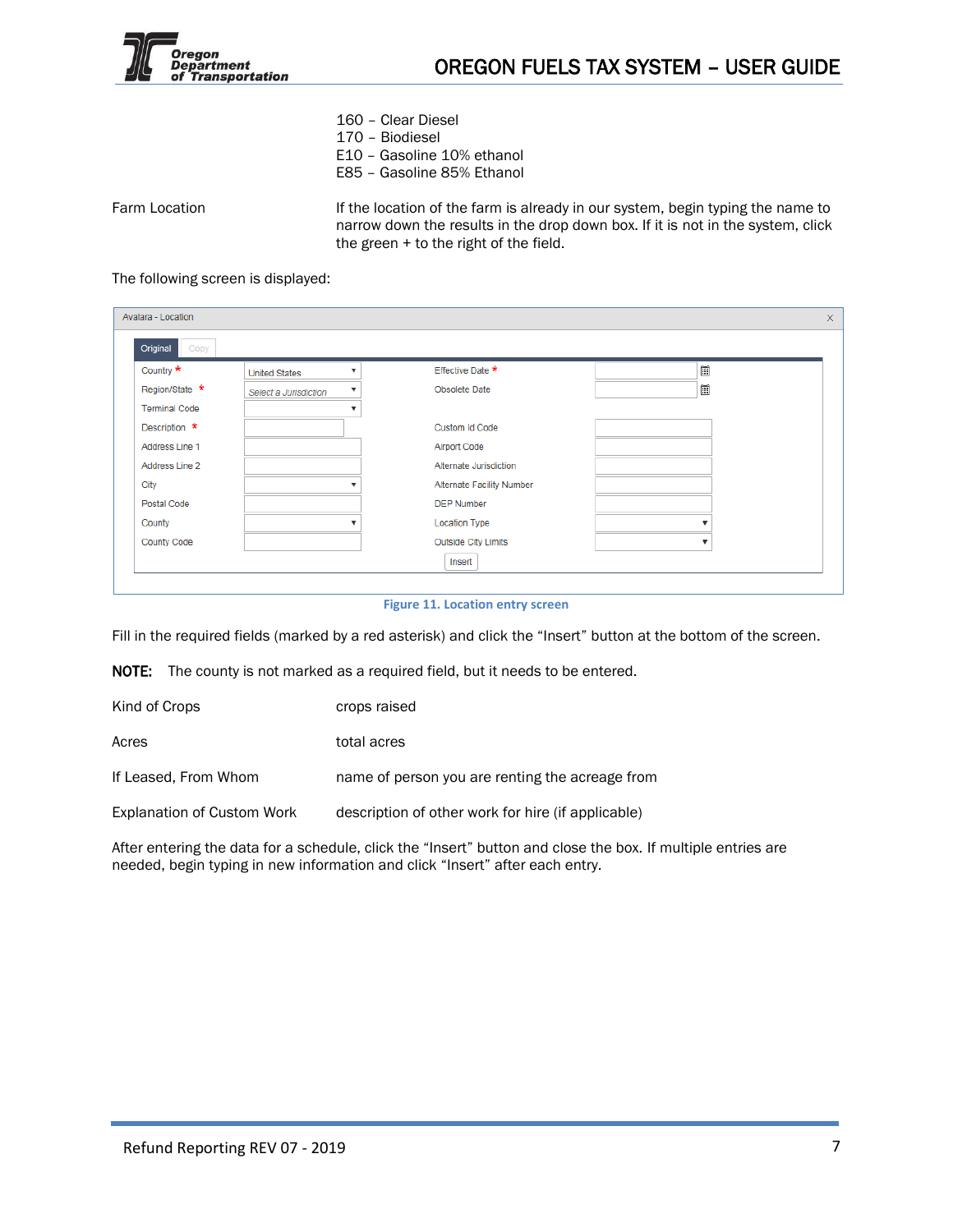160 – Clear Diesel  
170 – Biodiesel  
E10 – Gasoline 10% ethanol  
E85 – Gasoline 85% Ethanol

| | |
|---|---|
| Farm Location | If the location of the farm is already in our system, begin typing the name to narrow down the results in the drop down box. If it is not in the system, click the green + to the right of the field. |

The following screen is displayed:

Avalara - Location

Original | Copy

| | | | |
|---|---|---|---|
| Country * | United States | Effective Date * | |
| Region/State * | Select a Jurisdiction | Obsolete Date | |
| Terminal Code | | | |
| Description * | | Custom Id Code | |
| Address Line 1 | | Airport Code | |
| Address Line 2 | | Alternate Jurisdiction | |
| City | | Alternate Facility Number | |
| Postal Code | | DEP Number | |
| County | | Location Type | |
| County Code | | Outside City Limits | |

Insert

**Figure 11. Location entry screen**

Fill in the required fields (marked by a red asterisk) and click the "Insert" button at the bottom of the screen.

**NOTE:** The county is not marked as a required field, but it needs to be entered.

| | |
|---|---|
| Kind of Crops | crops raised |
| Acres | total acres |
| If Leased, From Whom | name of person you are renting the acreage from |
| Explanation of Custom Work | description of other work for hire (if applicable) |

After entering the data for a schedule, click the "Insert" button and close the box. If multiple entries are needed, begin typing in new information and click "Insert" after each entry.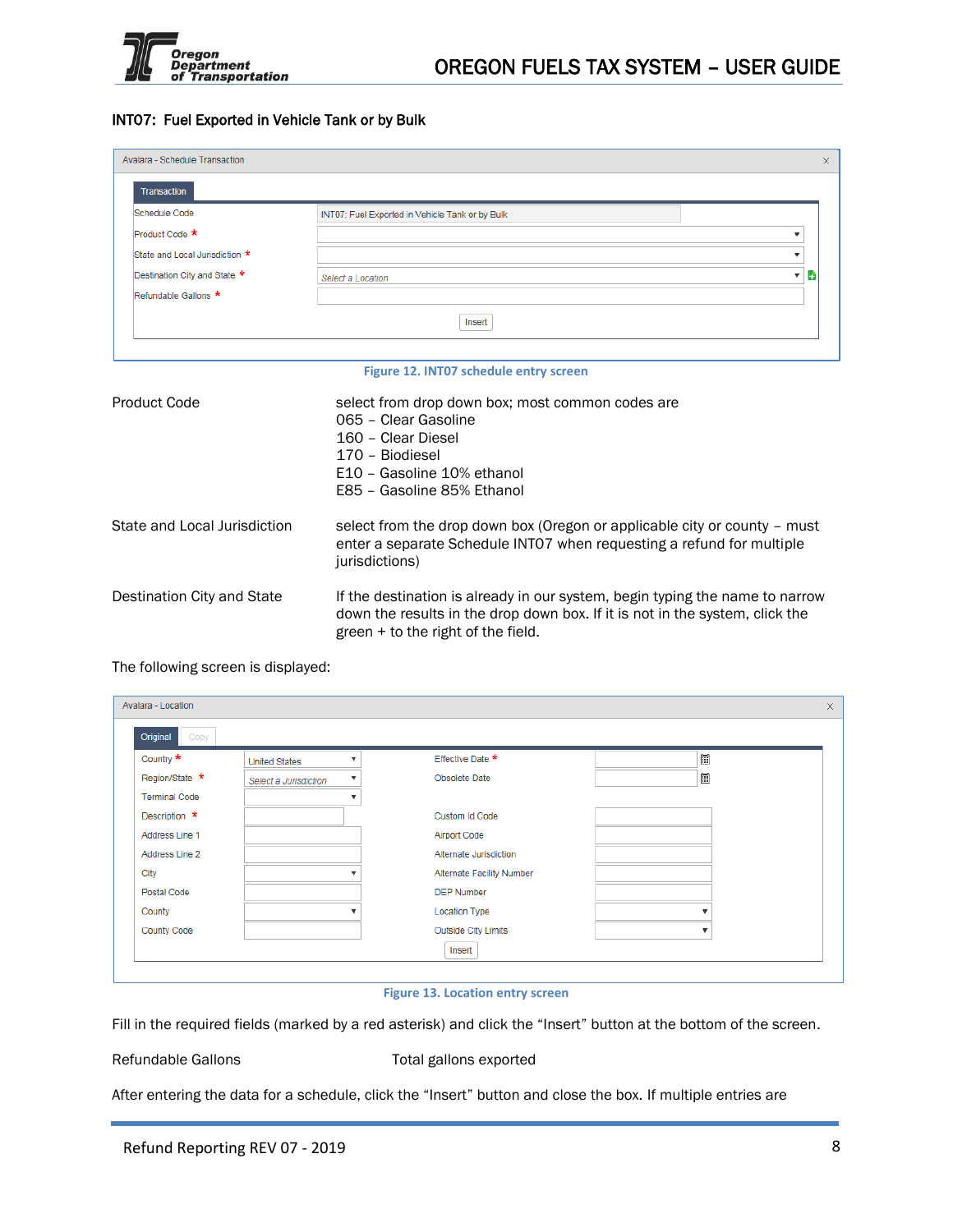### INT07: Fuel Exported in Vehicle Tank or by Bulk

Figure 12. INT07 schedule entry screen

| | |
|---|---|
| Product Code | select from drop down box; most common codes are<br>065 – Clear Gasoline<br>160 – Clear Diesel<br>170 – Biodiesel<br>E10 – Gasoline 10% ethanol<br>E85 – Gasoline 85% Ethanol |
| State and Local Jurisdiction | select from the drop down box (Oregon or applicable city or county – must enter a separate Schedule INT07 when requesting a refund for multiple jurisdictions) |
| Destination City and State | If the destination is already in our system, begin typing the name to narrow down the results in the drop down box. If it is not in the system, click the green + to the right of the field. |

The following screen is displayed:

Figure 13. Location entry screen

Fill in the required fields (marked by a red asterisk) and click the "Insert" button at the bottom of the screen.

| | |
|---|---|
| Refundable Gallons | Total gallons exported |

After entering the data for a schedule, click the "Insert" button and close the box. If multiple entries are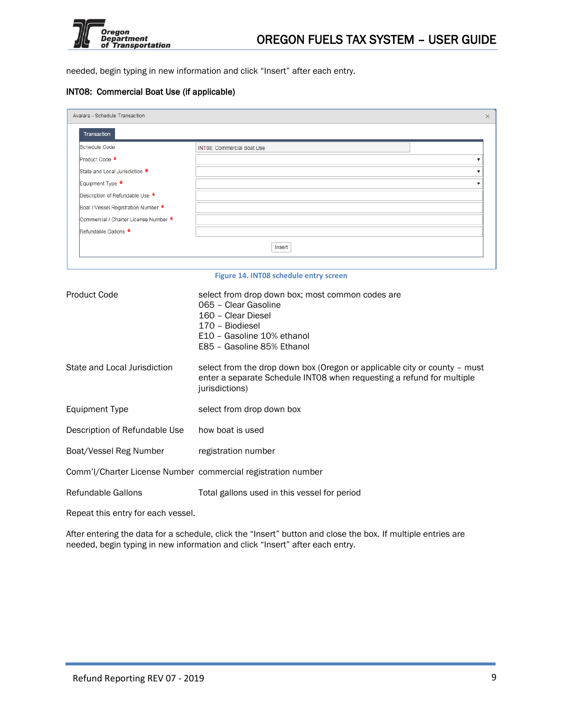needed, begin typing in new information and click “Insert” after each entry.

### INT08: Commercial Boat Use (if applicable)

Avalara - Schedule Transaction

Transaction

| | |
|---|---|
| Schedule Code | INT08: Commercial Boat Use |
| Product Code * | |
| State and Local Jurisdiction * | |
| Equipment Type * | |
| Description of Refundable Use * | |
| Boat / Vessel Registration Number * | |
| Commercial / Charter License Number * | |
| Refundable Gallons * | |

Insert

Figure 14. INT08 schedule entry screen

| | |
|---|---|
| Product Code | select from drop down box; most common codes are<br>065 – Clear Gasoline<br>160 – Clear Diesel<br>170 – Biodiesel<br>E10 – Gasoline 10% ethanol<br>E85 – Gasoline 85% Ethanol |
| State and Local Jurisdiction | select from the drop down box (Oregon or applicable city or county – must enter a separate Schedule INT08 when requesting a refund for multiple jurisdictions) |
| Equipment Type | select from drop down box |
| Description of Refundable Use | how boat is used |
| Boat/Vessel Reg Number | registration number |
| Comm’l/Charter License Number | commercial registration number |
| Refundable Gallons | Total gallons used in this vessel for period |

Repeat this entry for each vessel.

After entering the data for a schedule, click the “Insert” button and close the box. If multiple entries are needed, begin typing in new information and click “Insert” after each entry.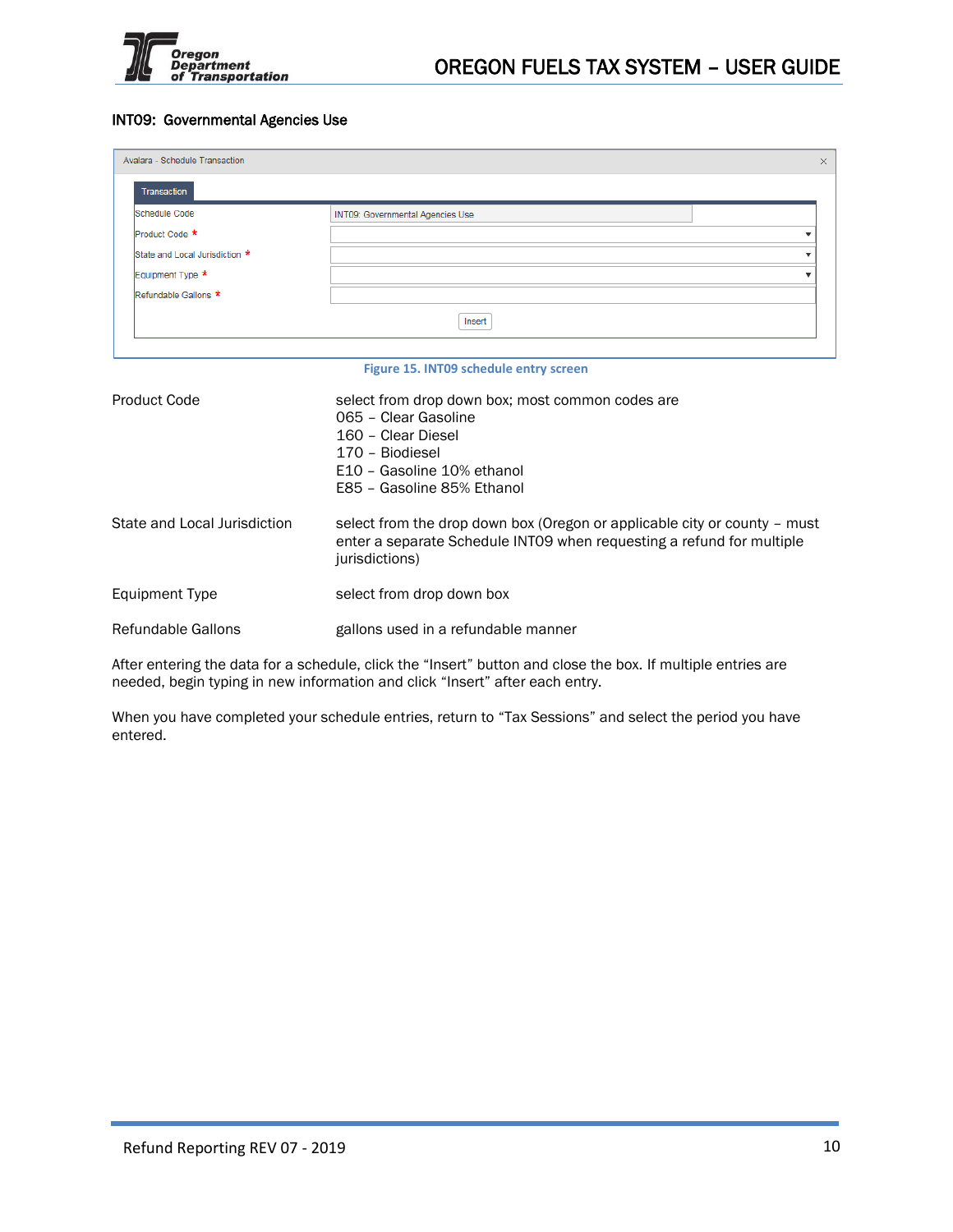### INT09: Governmental Agencies Use

| Avalara - Schedule Transaction | |
|---|---|
| Schedule Code | INT09: Governmental Agencies Use |
| Product Code * | |
| State and Local Jurisdiction * | |
| Equipment Type * | |
| Refundable Gallons * | |
| | Insert |

Figure 15. INT09 schedule entry screen

| | |
|---|---|
| Product Code | select from drop down box; most common codes are<br>065 – Clear Gasoline<br>160 – Clear Diesel<br>170 – Biodiesel<br>E10 – Gasoline 10% ethanol<br>E85 – Gasoline 85% Ethanol |
| State and Local Jurisdiction | select from the drop down box (Oregon or applicable city or county – must enter a separate Schedule INT09 when requesting a refund for multiple jurisdictions) |
| Equipment Type | select from drop down box |
| Refundable Gallons | gallons used in a refundable manner |

After entering the data for a schedule, click the "Insert" button and close the box. If multiple entries are needed, begin typing in new information and click "Insert" after each entry.

When you have completed your schedule entries, return to "Tax Sessions" and select the period you have entered.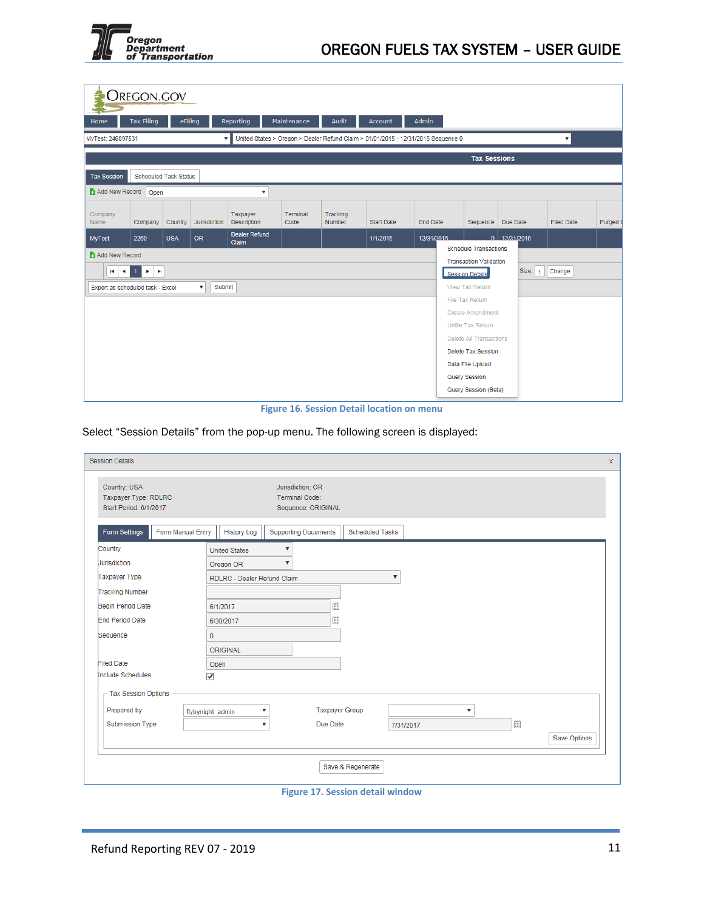Figure 16. Session Detail location on menu

Select “Session Details” from the pop-up menu. The following screen is displayed:

Figure 17. Session detail window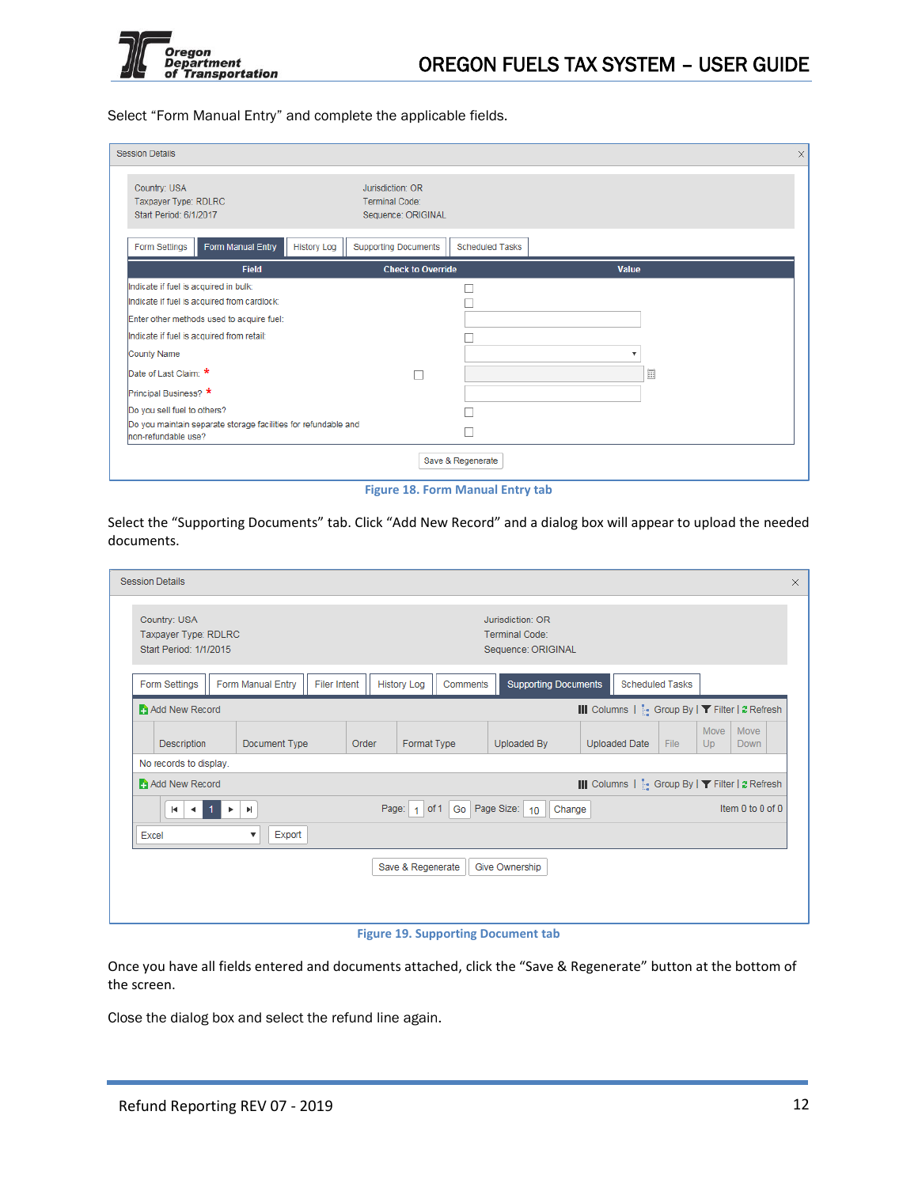Select “Form Manual Entry” and complete the applicable fields.

Figure 18. Form Manual Entry tab

Select the “Supporting Documents” tab. Click “Add New Record” and a dialog box will appear to upload the needed documents.

Figure 19. Supporting Document tab

Once you have all fields entered and documents attached, click the “Save & Regenerate” button at the bottom of the screen.

Close the dialog box and select the refund line again.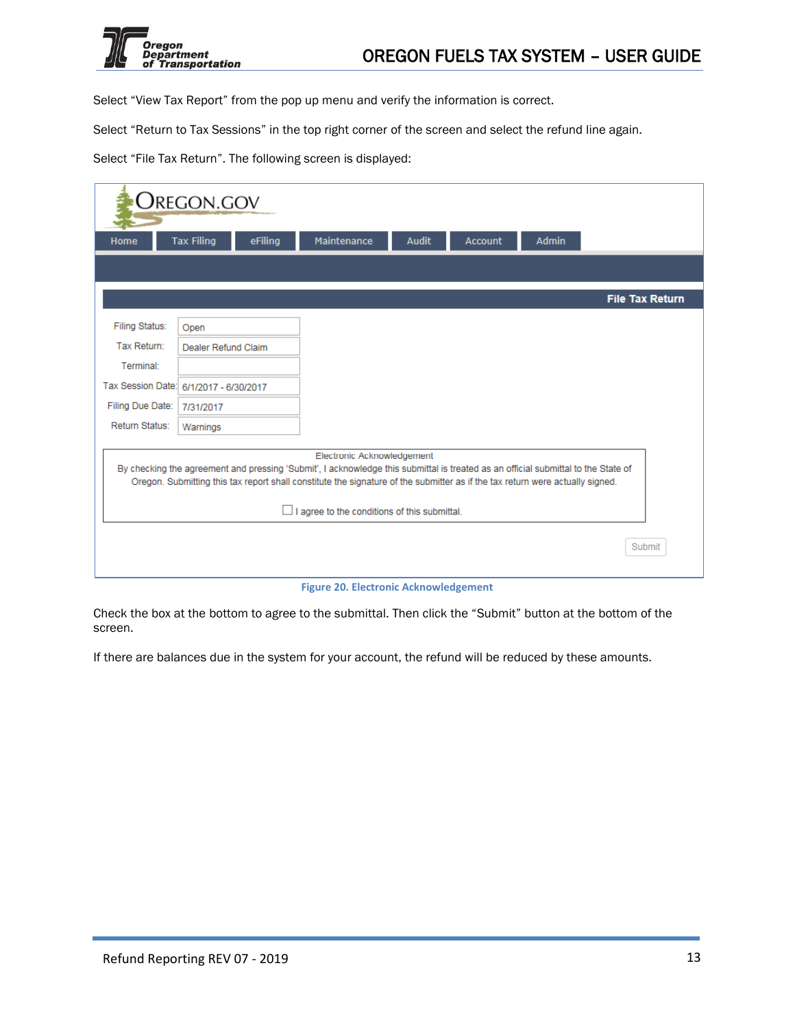Select “View Tax Report” from the pop up menu and verify the information is correct.

Select “Return to Tax Sessions” in the top right corner of the screen and select the refund line again.

Select “File Tax Return”. The following screen is displayed:

OREGON.GOV

Home | Tax Filing | eFiling | Maintenance | Audit | Account | Admin

**File Tax Return**

| | |
|---|---|
| Filing Status: | Open |
| Tax Return: | Dealer Refund Claim |
| Terminal: | |
| Tax Session Date: | 6/1/2017 - 6/30/2017 |
| Filing Due Date: | 7/31/2017 |
| Return Status: | Warnings |

Electronic Acknowledgement

By checking the agreement and pressing ‘Submit’, I acknowledge this submittal is treated as an official submittal to the State of Oregon. Submitting this tax report shall constitute the signature of the submitter as if the tax return were actually signed.

☐ I agree to the conditions of this submittal.

Submit

**Figure 20. Electronic Acknowledgement**

Check the box at the bottom to agree to the submittal. Then click the “Submit” button at the bottom of the screen.

If there are balances due in the system for your account, the refund will be reduced by these amounts.